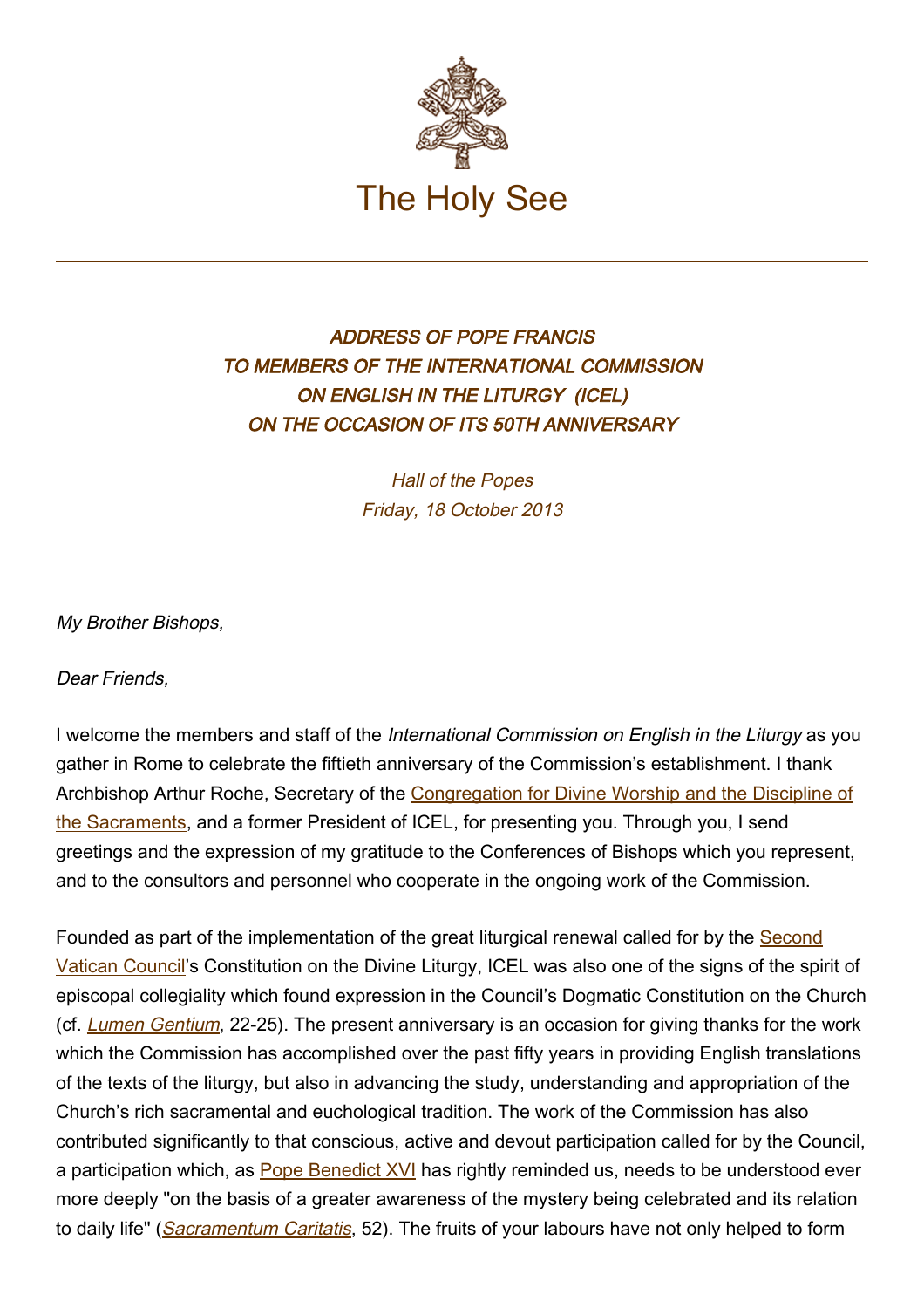# The Holy See

### *ADDRESS OF POPE FRANCIS TO MEMBERS OF THE INTERNATIONAL COMMISSION ON ENGLISH IN THE LITURGY (ICEL) ON THE OCCASION OF ITS 50TH ANNIVERSARY*

*Hall of the Popes*
*Friday, 18 October 2013*

*My Brother Bishops,*

*Dear Friends,*

I welcome the members and staff of the *International Commission on English in the Liturgy* as you gather in Rome to celebrate the fiftieth anniversary of the Commission's establishment. I thank Archbishop Arthur Roche, Secretary of the Congregation for Divine Worship and the Discipline of the Sacraments, and a former President of ICEL, for presenting you. Through you, I send greetings and the expression of my gratitude to the Conferences of Bishops which you represent, and to the consultors and personnel who cooperate in the ongoing work of the Commission.

Founded as part of the implementation of the great liturgical renewal called for by the Second Vatican Council's Constitution on the Divine Liturgy, ICEL was also one of the signs of the spirit of episcopal collegiality which found expression in the Council's Dogmatic Constitution on the Church (cf. *Lumen Gentium*, 22-25). The present anniversary is an occasion for giving thanks for the work which the Commission has accomplished over the past fifty years in providing English translations of the texts of the liturgy, but also in advancing the study, understanding and appropriation of the Church's rich sacramental and euchological tradition. The work of the Commission has also contributed significantly to that conscious, active and devout participation called for by the Council, a participation which, as Pope Benedict XVI has rightly reminded us, needs to be understood ever more deeply "on the basis of a greater awareness of the mystery being celebrated and its relation to daily life" (*Sacramentum Caritatis*, 52). The fruits of your labours have not only helped to form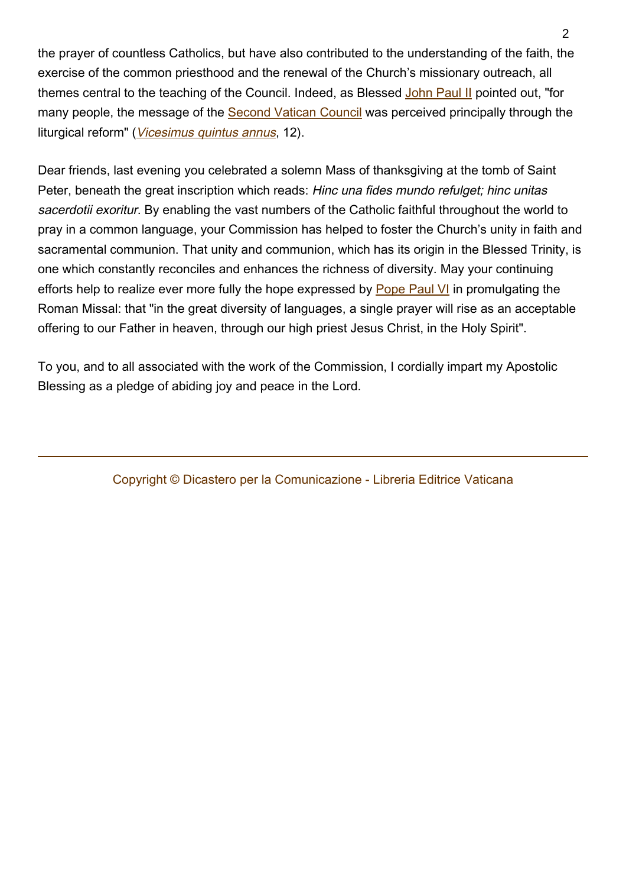the prayer of countless Catholics, but have also contributed to the understanding of the faith, the exercise of the common priesthood and the renewal of the Church's missionary outreach, all themes central to the teaching of the Council. Indeed, as Blessed John Paul II pointed out, "for many people, the message of the Second Vatican Council was perceived principally through the liturgical reform" (*Vicesimus quintus annus*, 12).

Dear friends, last evening you celebrated a solemn Mass of thanksgiving at the tomb of Saint Peter, beneath the great inscription which reads: *Hinc una fides mundo refulget; hinc unitas sacerdotii exoritur*. By enabling the vast numbers of the Catholic faithful throughout the world to pray in a common language, your Commission has helped to foster the Church's unity in faith and sacramental communion. That unity and communion, which has its origin in the Blessed Trinity, is one which constantly reconciles and enhances the richness of diversity. May your continuing efforts help to realize ever more fully the hope expressed by Pope Paul VI in promulgating the Roman Missal: that "in the great diversity of languages, a single prayer will rise as an acceptable offering to our Father in heaven, through our high priest Jesus Christ, in the Holy Spirit".

To you, and to all associated with the work of the Commission, I cordially impart my Apostolic Blessing as a pledge of abiding joy and peace in the Lord.

---

Copyright © Dicastero per la Comunicazione - Libreria Editrice Vaticana